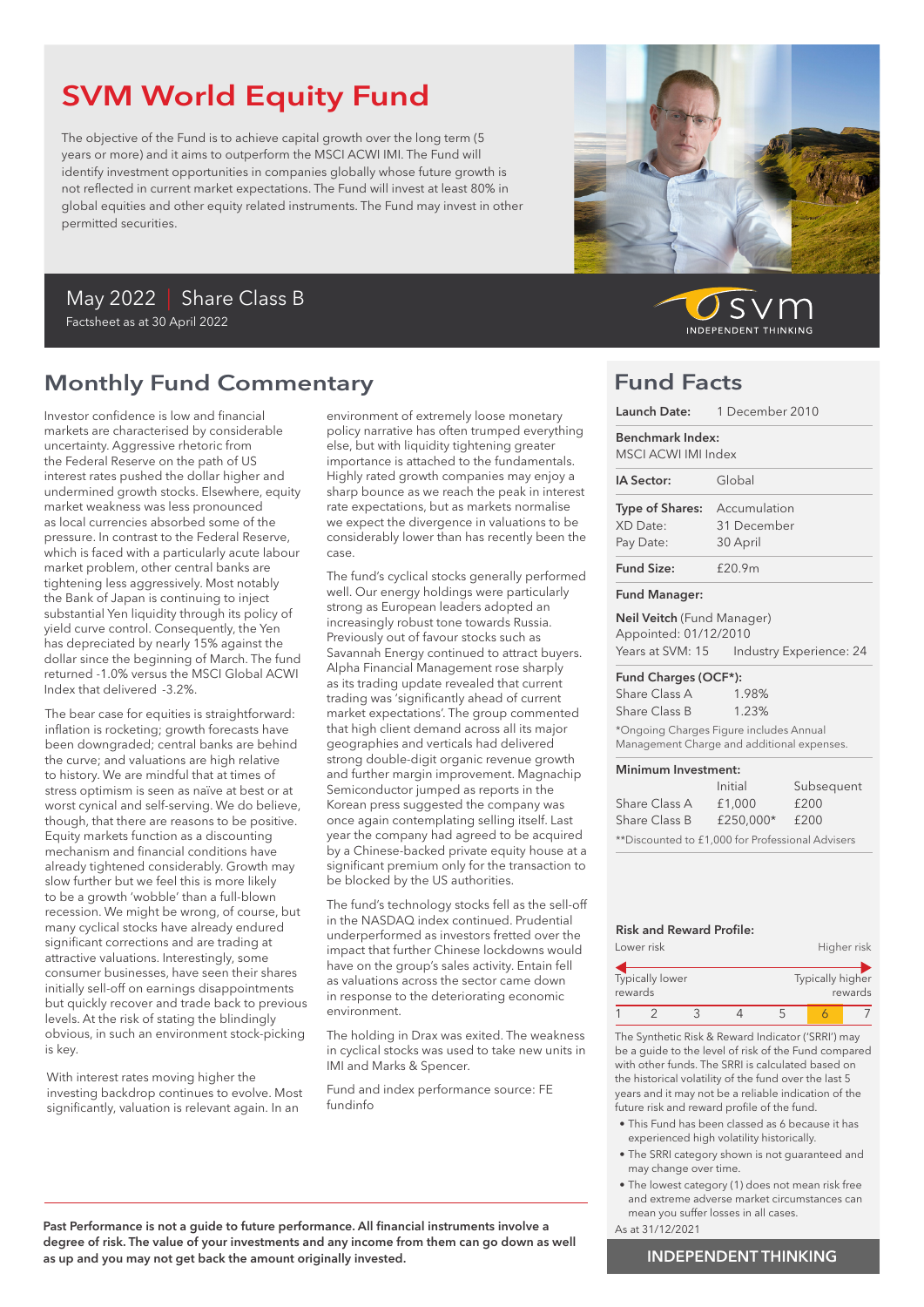# SVM World Equity Fund

The objective of the Fund is to achieve capital growth over the long term (5 years or more) and it aims to outperform the MSCI ACWI IMI. The Fund will identify investment opportunities in companies globally whose future growth is not reflected in current market expectations. The Fund will invest at least 80% in global equities and other equity related instruments. The Fund may invest in other permitted securities.

May 2022 | Share Class B

Factsheet as at 30 April 2022

SVM INDEPENDENT THINKING

## Monthly Fund Commentary

Investor confidence is low and financial markets are characterised by considerable uncertainty. Aggressive rhetoric from the Federal Reserve on the path of US interest rates pushed the dollar higher and undermined growth stocks. Elsewhere, equity market weakness was less pronounced as local currencies absorbed some of the pressure. In contrast to the Federal Reserve, which is faced with a particularly acute labour market problem, other central banks are tightening less aggressively. Most notably the Bank of Japan is continuing to inject substantial Yen liquidity through its policy of yield curve control. Consequently, the Yen has depreciated by nearly 15% against the dollar since the beginning of March. The fund returned -1.0% versus the MSCI Global ACWI Index that delivered -3.2%.

The bear case for equities is straightforward: inflation is rocketing; growth forecasts have been downgraded; central banks are behind the curve; and valuations are high relative to history. We are mindful that at times of stress optimism is seen as naïve at best or at worst cynical and self-serving. We do believe, though, that there are reasons to be positive. Equity markets function as a discounting mechanism and financial conditions have already tightened considerably. Growth may slow further but we feel this is more likely to be a growth 'wobble' than a full-blown recession. We might be wrong, of course, but many cyclical stocks have already endured significant corrections and are trading at attractive valuations. Interestingly, some consumer businesses, have seen their shares initially sell-off on earnings disappointments but quickly recover and trade back to previous levels. At the risk of stating the blindingly obvious, in such an environment stock-picking is key.

With interest rates moving higher the investing backdrop continues to evolve. Most significantly, valuation is relevant again. In an environment of extremely loose monetary policy narrative has often trumped everything else, but with liquidity tightening greater importance is attached to the fundamentals. Highly rated growth companies may enjoy a sharp bounce as we reach the peak in interest rate expectations, but as markets normalise we expect the divergence in valuations to be considerably lower than has recently been the case.

The fund's cyclical stocks generally performed well. Our energy holdings were particularly strong as European leaders adopted an increasingly robust tone towards Russia. Previously out of favour stocks such as Savannah Energy continued to attract buyers. Alpha Financial Management rose sharply as its trading update revealed that current trading was 'significantly ahead of current market expectations'. The group commented that high client demand across all its major geographies and verticals had delivered strong double-digit organic revenue growth and further margin improvement. Magnachip Semiconductor jumped as reports in the Korean press suggested the company was once again contemplating selling itself. Last year the company had agreed to be acquired by a Chinese-backed private equity house at a significant premium only for the transaction to be blocked by the US authorities.

The fund's technology stocks fell as the sell-off in the NASDAQ index continued. Prudential underperformed as investors fretted over the impact that further Chinese lockdowns would have on the group's sales activity. Entain fell as valuations across the sector came down in response to the deteriorating economic environment.

The holding in Drax was exited. The weakness in cyclical stocks was used to take new units in IMI and Marks & Spencer.

Fund and index performance source: FE fundinfo

**Past Performance is not a guide to future performance. All financial instruments involve a degree of risk. The value of your investments and any income from them can go down as well as up and you may not get back the amount originally invested.**

## Fund Facts

**Launch Date:** 1 December 2010

**Benchmark Index:** MSCI ACWI IMI Index

**IA Sector:** Global

**Type of Shares:** Accumulation
XD Date: 31 December
Pay Date: 30 April

**Fund Size:** £20.9m

**Fund Manager:**

**Neil Veitch** (Fund Manager)
Appointed: 01/12/2010
Years at SVM: 15 Industry Experience: 24

**Fund Charges (OCF*):**

| | |
|---|---|
| Share Class A | 1.98% |
| Share Class B | 1.23% |

*Ongoing Charges Figure includes Annual Management Charge and additional expenses.

**Minimum Investment:**

| | Initial | Subsequent |
|---|---|---|
| Share Class A | £1,000 | £200 |
| Share Class B | £250,000* | £200 |

**Discounted to £1,000 for Professional Advisers

**Risk and Reward Profile:**

Lower risk — Higher risk

Typically lower rewards — Typically higher rewards

| 1 | 2 | 3 | 4 | 5 | **6** | 7 |
|---|---|---|---|---|---|---|

The Synthetic Risk & Reward Indicator ('SRRI') may be a guide to the level of risk of the Fund compared with other funds. The SRRI is calculated based on the historical volatility of the fund over the last 5 years and it may not be a reliable indication of the future risk and reward profile of the fund.

- This Fund has been classed as 6 because it has experienced high volatility historically.
- The SRRI category shown is not guaranteed and may change over time.
- The lowest category (1) does not mean risk free and extreme adverse market circumstances can mean you suffer losses in all cases.

As at 31/12/2021

INDEPENDENT THINKING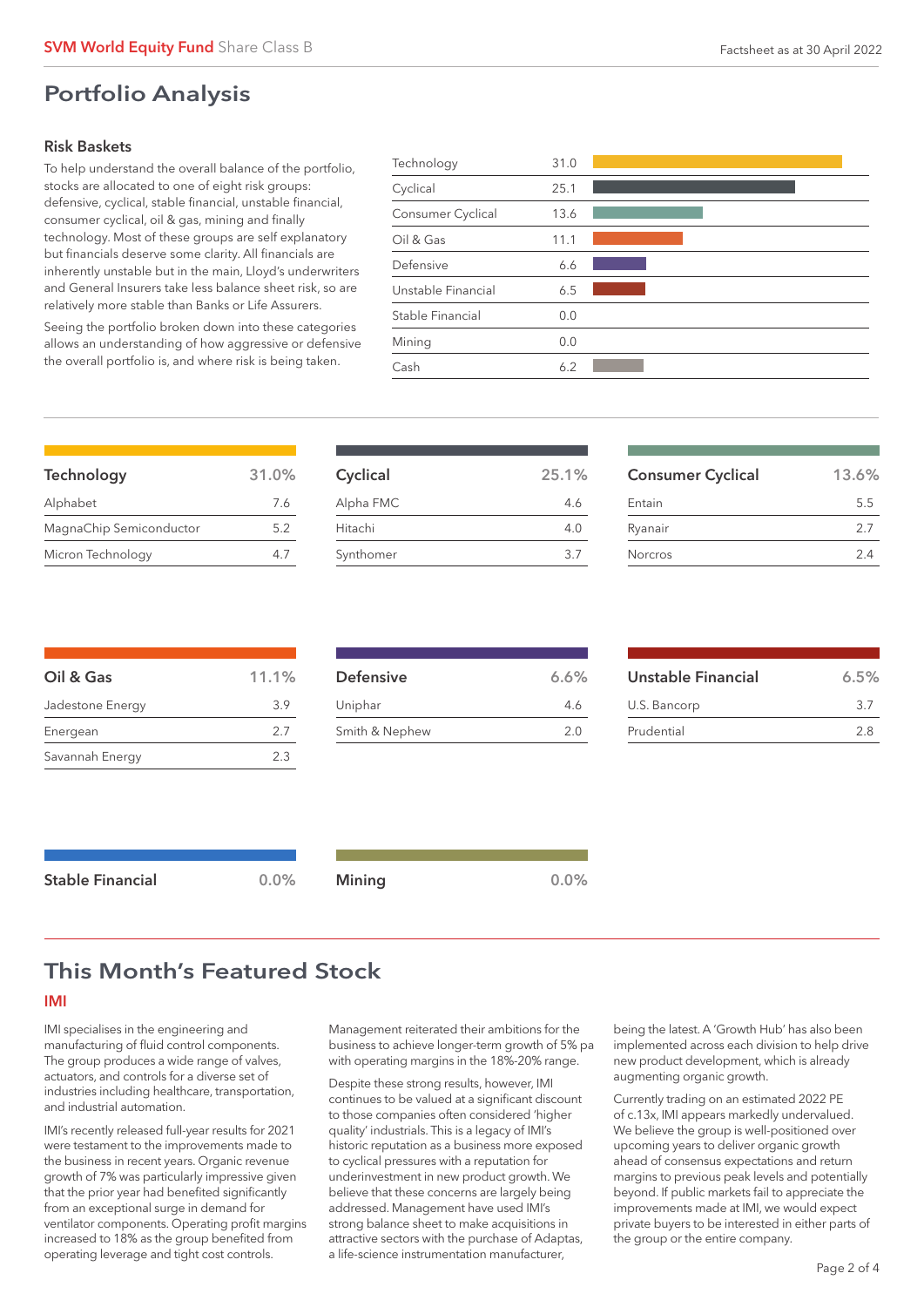# Portfolio Analysis

### Risk Baskets

To help understand the overall balance of the portfolio, stocks are allocated to one of eight risk groups: defensive, cyclical, stable financial, unstable financial, consumer cyclical, oil & gas, mining and finally technology. Most of these groups are self explanatory but financials deserve some clarity. All financials are inherently unstable but in the main, Lloyd's underwriters and General Insurers take less balance sheet risk, so are relatively more stable than Banks or Life Assurers.

Seeing the portfolio broken down into these categories allows an understanding of how aggressive or defensive the overall portfolio is, and where risk is being taken.

| Risk Basket | % |
|---|---|
| Technology | 31.0 |
| Cyclical | 25.1 |
| Consumer Cyclical | 13.6 |
| Oil & Gas | 11.1 |
| Defensive | 6.6 |
| Unstable Financial | 6.5 |
| Stable Financial | 0.0 |
| Mining | 0.0 |
| Cash | 6.2 |

| Technology | 31.0% |
|---|---|
| Alphabet | 7.6 |
| MagnaChip Semiconductor | 5.2 |
| Micron Technology | 4.7 |

| Cyclical | 25.1% |
|---|---|
| Alpha FMC | 4.6 |
| Hitachi | 4.0 |
| Synthomer | 3.7 |

| Consumer Cyclical | 13.6% |
|---|---|
| Entain | 5.5 |
| Ryanair | 2.7 |
| Norcros | 2.4 |

| Oil & Gas | 11.1% |
|---|---|
| Jadestone Energy | 3.9 |
| Energean | 2.7 |
| Savannah Energy | 2.3 |

| Defensive | 6.6% |
|---|---|
| Uniphar | 4.6 |
| Smith & Nephew | 2.0 |

| Unstable Financial | 6.5% |
|---|---|
| U.S. Bancorp | 3.7 |
| Prudential | 2.8 |

| Stable Financial | 0.0% |
|---|---|

| Mining | 0.0% |
|---|---|

## This Month's Featured Stock

### IMI

IMI specialises in the engineering and manufacturing of fluid control components. The group produces a wide range of valves, actuators, and controls for a diverse set of industries including healthcare, transportation, and industrial automation.

IMI's recently released full-year results for 2021 were testament to the improvements made to the business in recent years. Organic revenue growth of 7% was particularly impressive given that the prior year had benefited significantly from an exceptional surge in demand for ventilator components. Operating profit margins increased to 18% as the group benefited from operating leverage and tight cost controls.

Management reiterated their ambitions for the business to achieve longer-term growth of 5% pa with operating margins in the 18%-20% range.

Despite these strong results, however, IMI continues to be valued at a significant discount to those companies often considered 'higher quality' industrials. This is a legacy of IMI's historic reputation as a business more exposed to cyclical pressures with a reputation for underinvestment in new product growth. We believe that these concerns are largely being addressed. Management have used IMI's strong balance sheet to make acquisitions in attractive sectors with the purchase of Adaptas, a life-science instrumentation manufacturer, being the latest. A 'Growth Hub' has also been implemented across each division to help drive new product development, which is already augmenting organic growth.

Currently trading on an estimated 2022 PE of c.13x, IMI appears markedly undervalued. We believe the group is well-positioned over upcoming years to deliver organic growth ahead of consensus expectations and return margins to previous peak levels and potentially beyond. If public markets fail to appreciate the improvements made at IMI, we would expect private buyers to be interested in either parts of the group or the entire company.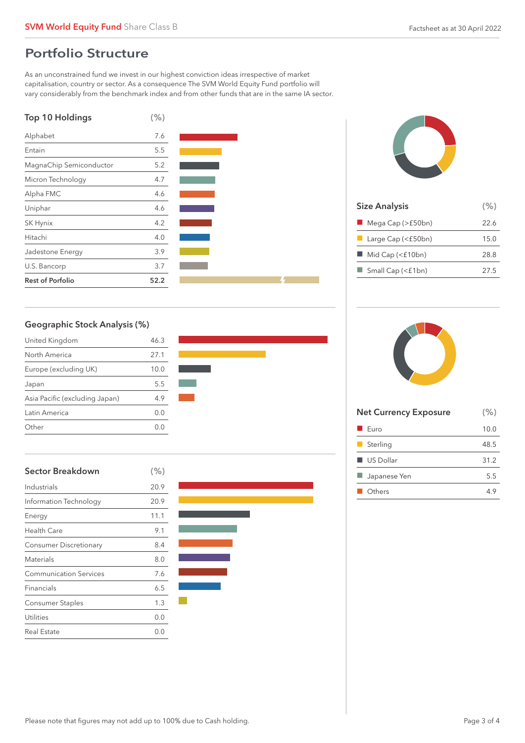## Portfolio Structure

As an unconstrained fund we invest in our highest conviction ideas irrespective of market capitalisation, country or sector. As a consequence The SVM World Equity Fund portfolio will vary considerably from the benchmark index and from other funds that are in the same IA sector.

### Top 10 Holdings

| Top 10 Holdings | (%) |
|---|---|
| Alphabet | 7.6 |
| Entain | 5.5 |
| MagnaChip Semiconductor | 5.2 |
| Micron Technology | 4.7 |
| Alpha FMC | 4.6 |
| Uniphar | 4.6 |
| SK Hynix | 4.2 |
| Hitachi | 4.0 |
| Jadestone Energy | 3.9 |
| U.S. Bancorp | 3.7 |
| **Rest of Porfolio** | **52.2** |

### Size Analysis

| Size Analysis | (%) |
|---|---|
| Mega Cap (>£50bn) | 22.6 |
| Large Cap (<£50bn) | 15.0 |
| Mid Cap (<£10bn) | 28.8 |
| Small Cap (<£1bn) | 27.5 |

### Geographic Stock Analysis (%)

| Geographic Stock Analysis (%) | |
|---|---|
| United Kingdom | 46.3 |
| North America | 27.1 |
| Europe (excluding UK) | 10.0 |
| Japan | 5.5 |
| Asia Pacific (excluding Japan) | 4.9 |
| Latin America | 0.0 |
| Other | 0.0 |

### Net Currency Exposure

| Net Currency Exposure | (%) |
|---|---|
| Euro | 10.0 |
| Sterling | 48.5 |
| US Dollar | 31.2 |
| Japanese Yen | 5.5 |
| Others | 4.9 |

### Sector Breakdown

| Sector Breakdown | (%) |
|---|---|
| Industrials | 20.9 |
| Information Technology | 20.9 |
| Energy | 11.1 |
| Health Care | 9.1 |
| Consumer Discretionary | 8.4 |
| Materials | 8.0 |
| Communication Services | 7.6 |
| Financials | 6.5 |
| Consumer Staples | 1.3 |
| Utilities | 0.0 |
| Real Estate | 0.0 |

Please note that figures may not add up to 100% due to Cash holding.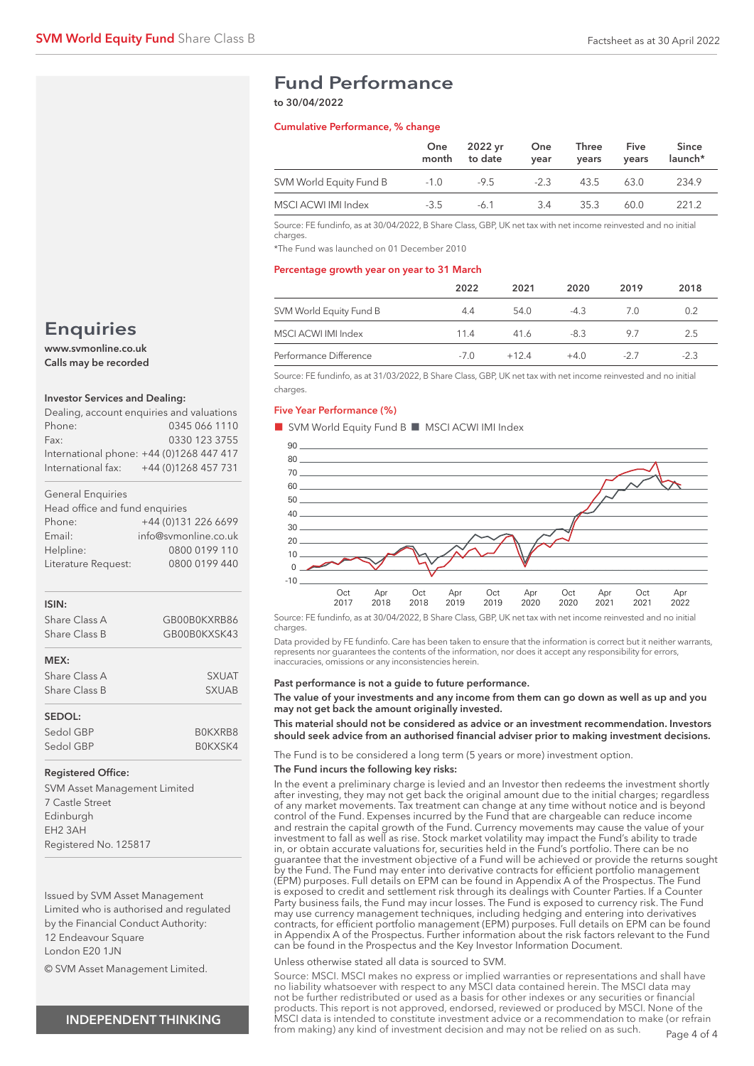# Fund Performance

**to 30/04/2022**

### Cumulative Performance, % change

| | One month | 2022 yr to date | One year | Three years | Five years | Since launch* |
|---|---|---|---|---|---|---|
| SVM World Equity Fund B | -1.0 | -9.5 | -2.3 | 43.5 | 63.0 | 234.9 |
| MSCI ACWI IMI Index | -3.5 | -6.1 | 3.4 | 35.3 | 60.0 | 221.2 |

Source: FE fundinfo, as at 30/04/2022, B Share Class, GBP, UK net tax with net income reinvested and no initial charges.

*The Fund was launched on 01 December 2010

### Percentage growth year on year to 31 March

| | 2022 | 2021 | 2020 | 2019 | 2018 |
|---|---|---|---|---|---|
| SVM World Equity Fund B | 4.4 | 54.0 | -4.3 | 7.0 | 0.2 |
| MSCI ACWI IMI Index | 11.4 | 41.6 | -8.3 | 9.7 | 2.5 |
| Performance Difference | -7.0 | +12.4 | +4.0 | -2.7 | -2.3 |

Source: FE fundinfo, as at 31/03/2022, B Share Class, GBP, UK net tax with net income reinvested and no initial charges.

### Five Year Performance (%)

SVM World Equity Fund B
MSCI ACWI IMI Index

90
80
70
60
50
40
30
20
10
0
-10

Oct 2017
Apr 2018
Oct 2018
Apr 2019
Oct 2019
Apr 2020
Oct 2020
Apr 2021
Oct 2021
Apr 2022

Source: FE fundinfo, as at 30/04/2022, B Share Class, GBP, UK net tax with net income reinvested and no initial charges.

Data provided by FE fundinfo. Care has been taken to ensure that the information is correct but it neither warrants, represents nor guarantees the contents of the information, nor does it accept any responsibility for errors, inaccuracies, omissions or any inconsistencies herein.

**Past performance is not a guide to future performance.**

**The value of your investments and any income from them can go down as well as up and you may not get back the amount originally invested.**

**This material should not be considered as advice or an investment recommendation. Investors should seek advice from an authorised financial adviser prior to making investment decisions.**

The Fund is to be considered a long term (5 years or more) investment option.

**The Fund incurs the following key risks:**

In the event a preliminary charge is levied and an Investor then redeems the investment shortly after investing, they may not get back the original amount due to the initial charges; regardless of any market movements. Tax treatment can change at any time without notice and is beyond control of the Fund. Expenses incurred by the Fund that are chargeable can reduce income and restrain the capital growth of the Fund. Currency movements may cause the value of your investment to fall as well as rise. Stock market volatility may impact the Fund's ability to trade in, or obtain accurate valuations for, securities held in the Fund's portfolio. There can be no guarantee that the investment objective of a Fund will be achieved or provide the returns sought by the Fund. The Fund may enter into derivative contracts for efficient portfolio management (EPM) purposes. Full details on EPM can be found in Appendix A of the Prospectus. The Fund is exposed to credit and settlement risk through its dealings with Counter Parties. If a Counter Party business fails, the Fund may incur losses. The Fund is exposed to currency risk. The Fund may use currency management techniques, including hedging and entering into derivatives contracts, for efficient portfolio management (EPM) purposes. Full details on EPM can be found in Appendix A of the Prospectus. Further information about the risk factors relevant to the Fund can be found in the Prospectus and the Key Investor Information Document.

Unless otherwise stated all data is sourced to SVM.

Source: MSCI. MSCI makes no express or implied warranties or representations and shall have no liability whatsoever with respect to any MSCI data contained herein. The MSCI data may not be further redistributed or used as a basis for other indexes or any securities or financial products. This report is not approved, endorsed, reviewed or produced by MSCI. None of the MSCI data is intended to constitute investment advice or a recommendation to make (or refrain from making) any kind of investment decision and may not be relied on as such.

## Enquiries

**www.svmonline.co.uk**
**Calls may be recorded**

**Investor Services and Dealing:**

Dealing, account enquiries and valuations

| | |
|---|---|
| Phone: | 0345 066 1110 |
| Fax: | 0330 123 3755 |
| International phone: | +44 (0)1268 447 417 |
| International fax: | +44 (0)1268 457 731 |

General Enquiries
Head office and fund enquiries

| | |
|---|---|
| Phone: | +44 (0)131 226 6699 |
| Email: | info@svmonline.co.uk |
| Helpline: | 0800 0199 110 |
| Literature Request: | 0800 0199 440 |

**ISIN:**

| | |
|---|---|
| Share Class A | GB00B0KXRB86 |
| Share Class B | GB00B0KXSK43 |

**MEX:**

| | |
|---|---|
| Share Class A | SXUAT |
| Share Class B | SXUAB |

**SEDOL:**

| | |
|---|---|
| Sedol GBP | B0KXRB8 |
| Sedol GBP | B0KXSK4 |

**Registered Office:**

SVM Asset Management Limited
7 Castle Street
Edinburgh
EH2 3AH
Registered No. 125817

Issued by SVM Asset Management Limited who is authorised and regulated by the Financial Conduct Authority:
12 Endeavour Square
London E20 1JN

© SVM Asset Management Limited.

**INDEPENDENT THINKING**